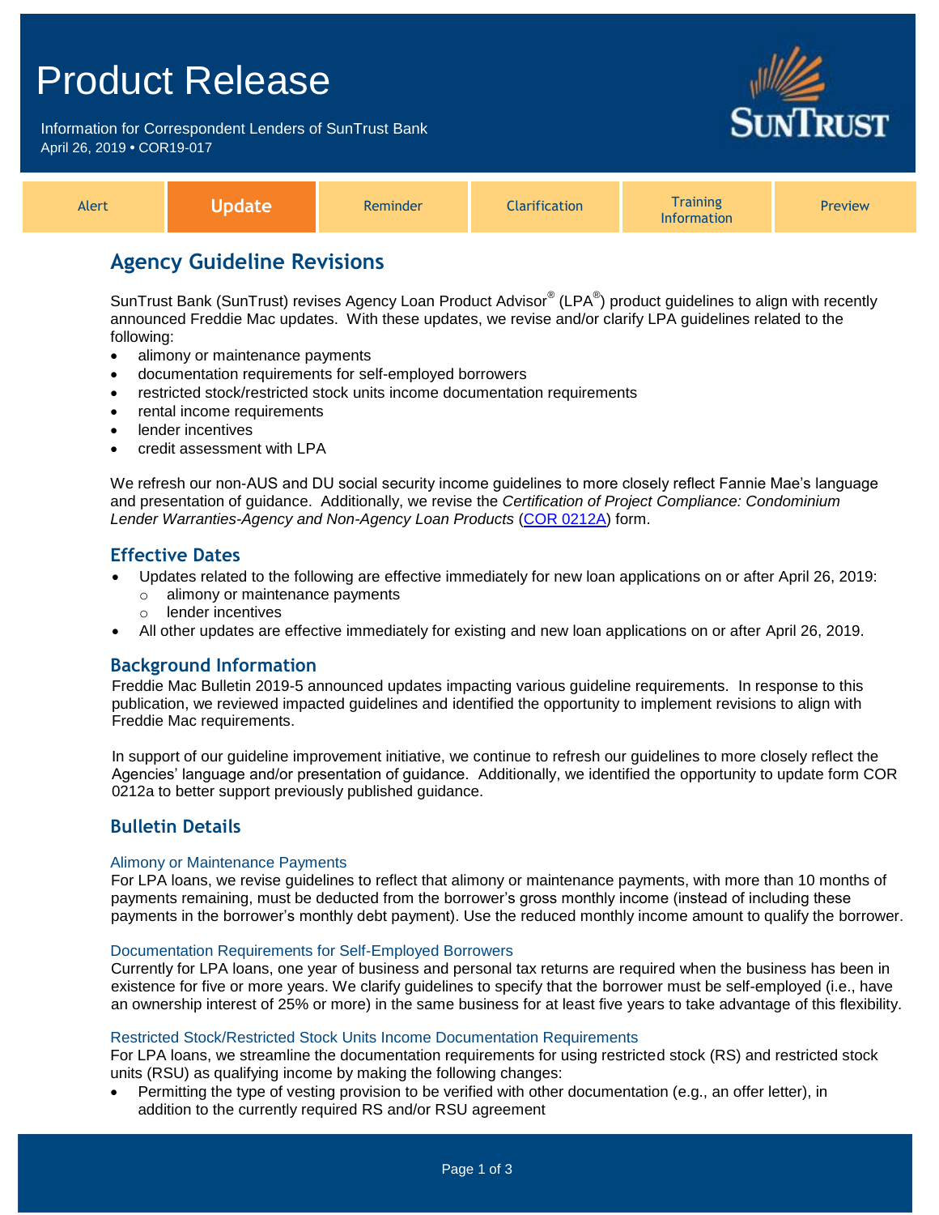# Product Release

Information for Correspondent Lenders of SunTrust Bank
April 26, 2019 • COR19-017

| Alert | **Update** | Reminder | Clarification | Training Information | Preview |
|---|---|---|---|---|---|

## Agency Guideline Revisions

SunTrust Bank (SunTrust) revises Agency Loan Product Advisor® (LPA®) product guidelines to align with recently announced Freddie Mac updates. With these updates, we revise and/or clarify LPA guidelines related to the following:

- alimony or maintenance payments
- documentation requirements for self-employed borrowers
- restricted stock/restricted stock units income documentation requirements
- rental income requirements
- lender incentives
- credit assessment with LPA

We refresh our non-AUS and DU social security income guidelines to more closely reflect Fannie Mae's language and presentation of guidance. Additionally, we revise the *Certification of Project Compliance: Condominium Lender Warranties-Agency and Non-Agency Loan Products* (COR 0212A) form.

### Effective Dates

- Updates related to the following are effective immediately for new loan applications on or after April 26, 2019:
  - alimony or maintenance payments
  - lender incentives
- All other updates are effective immediately for existing and new loan applications on or after April 26, 2019.

### Background Information

Freddie Mac Bulletin 2019-5 announced updates impacting various guideline requirements. In response to this publication, we reviewed impacted guidelines and identified the opportunity to implement revisions to align with Freddie Mac requirements.

In support of our guideline improvement initiative, we continue to refresh our guidelines to more closely reflect the Agencies' language and/or presentation of guidance. Additionally, we identified the opportunity to update form COR 0212a to better support previously published guidance.

### Bulletin Details

#### Alimony or Maintenance Payments

For LPA loans, we revise guidelines to reflect that alimony or maintenance payments, with more than 10 months of payments remaining, must be deducted from the borrower's gross monthly income (instead of including these payments in the borrower's monthly debt payment). Use the reduced monthly income amount to qualify the borrower.

#### Documentation Requirements for Self-Employed Borrowers

Currently for LPA loans, one year of business and personal tax returns are required when the business has been in existence for five or more years. We clarify guidelines to specify that the borrower must be self-employed (i.e., have an ownership interest of 25% or more) in the same business for at least five years to take advantage of this flexibility.

#### Restricted Stock/Restricted Stock Units Income Documentation Requirements

For LPA loans, we streamline the documentation requirements for using restricted stock (RS) and restricted stock units (RSU) as qualifying income by making the following changes:

- Permitting the type of vesting provision to be verified with other documentation (e.g., an offer letter), in addition to the currently required RS and/or RSU agreement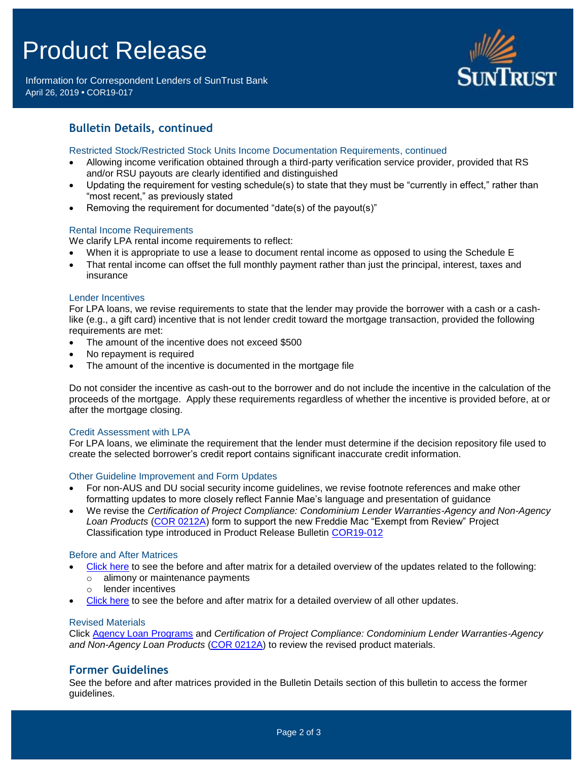## Bulletin Details, continued

### Restricted Stock/Restricted Stock Units Income Documentation Requirements, continued

- Allowing income verification obtained through a third-party verification service provider, provided that RS and/or RSU payouts are clearly identified and distinguished
- Updating the requirement for vesting schedule(s) to state that they must be "currently in effect," rather than "most recent," as previously stated
- Removing the requirement for documented "date(s) of the payout(s)"

### Rental Income Requirements

We clarify LPA rental income requirements to reflect:

- When it is appropriate to use a lease to document rental income as opposed to using the Schedule E
- That rental income can offset the full monthly payment rather than just the principal, interest, taxes and insurance

### Lender Incentives

For LPA loans, we revise requirements to state that the lender may provide the borrower with a cash or a cash-like (e.g., a gift card) incentive that is not lender credit toward the mortgage transaction, provided the following requirements are met:

- The amount of the incentive does not exceed $500
- No repayment is required
- The amount of the incentive is documented in the mortgage file

Do not consider the incentive as cash-out to the borrower and do not include the incentive in the calculation of the proceeds of the mortgage. Apply these requirements regardless of whether the incentive is provided before, at or after the mortgage closing.

### Credit Assessment with LPA

For LPA loans, we eliminate the requirement that the lender must determine if the decision repository file used to create the selected borrower's credit report contains significant inaccurate credit information.

### Other Guideline Improvement and Form Updates

- For non-AUS and DU social security income guidelines, we revise footnote references and make other formatting updates to more closely reflect Fannie Mae's language and presentation of guidance
- We revise the *Certification of Project Compliance: Condominium Lender Warranties-Agency and Non-Agency Loan Products* (COR 0212A) form to support the new Freddie Mac "Exempt from Review" Project Classification type introduced in Product Release Bulletin COR19-012

### Before and After Matrices

- Click here to see the before and after matrix for a detailed overview of the updates related to the following:
  - alimony or maintenance payments
  - lender incentives
- Click here to see the before and after matrix for a detailed overview of all other updates.

### Revised Materials

Click Agency Loan Programs and *Certification of Project Compliance: Condominium Lender Warranties-Agency and Non-Agency Loan Products* (COR 0212A) to review the revised product materials.

## Former Guidelines

See the before and after matrices provided in the Bulletin Details section of this bulletin to access the former guidelines.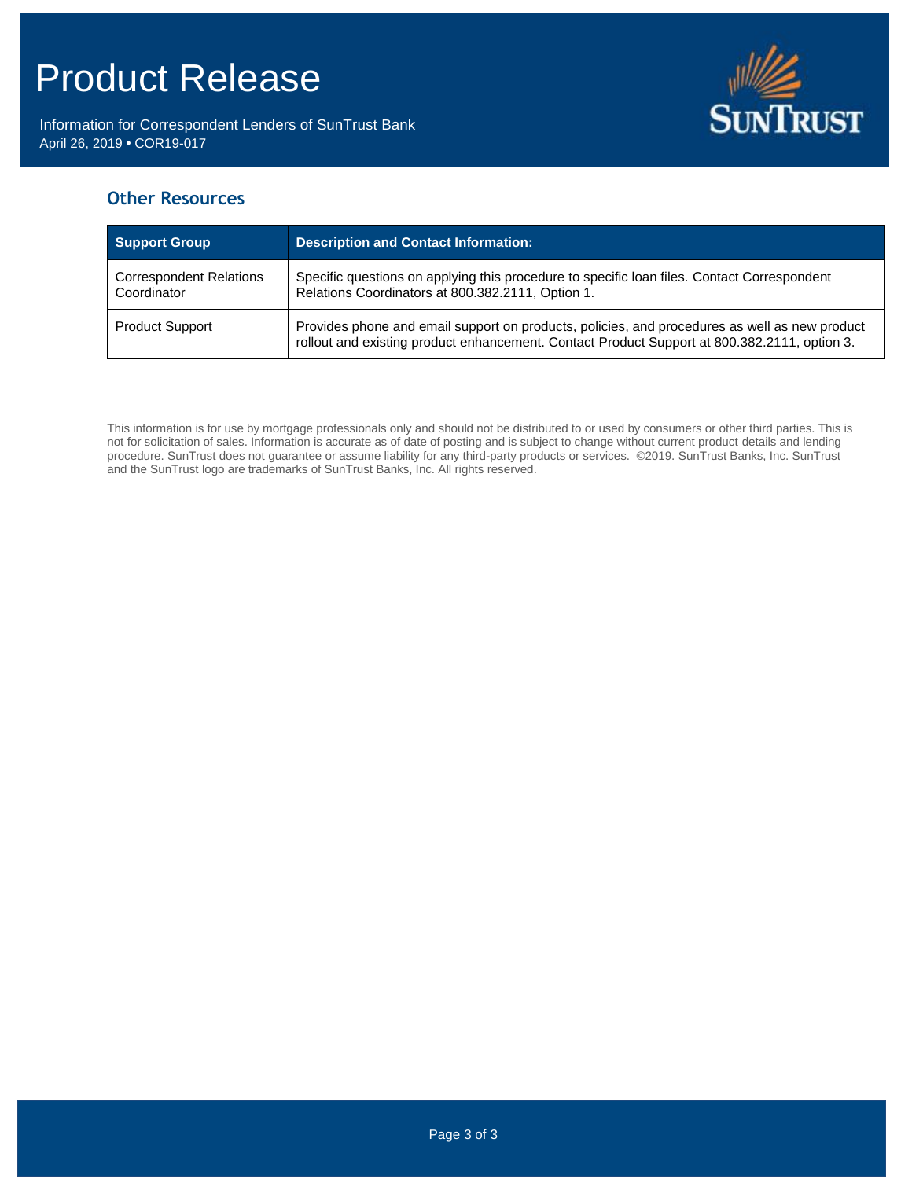## Other Resources

| Support Group | Description and Contact Information: |
| --- | --- |
| Correspondent Relations Coordinator | Specific questions on applying this procedure to specific loan files. Contact Correspondent Relations Coordinators at 800.382.2111, Option 1. |
| Product Support | Provides phone and email support on products, policies, and procedures as well as new product rollout and existing product enhancement. Contact Product Support at 800.382.2111, option 3. |

This information is for use by mortgage professionals only and should not be distributed to or used by consumers or other third parties. This is not for solicitation of sales. Information is accurate as of date of posting and is subject to change without current product details and lending procedure. SunTrust does not guarantee or assume liability for any third-party products or services. ©2019. SunTrust Banks, Inc. SunTrust and the SunTrust logo are trademarks of SunTrust Banks, Inc. All rights reserved.